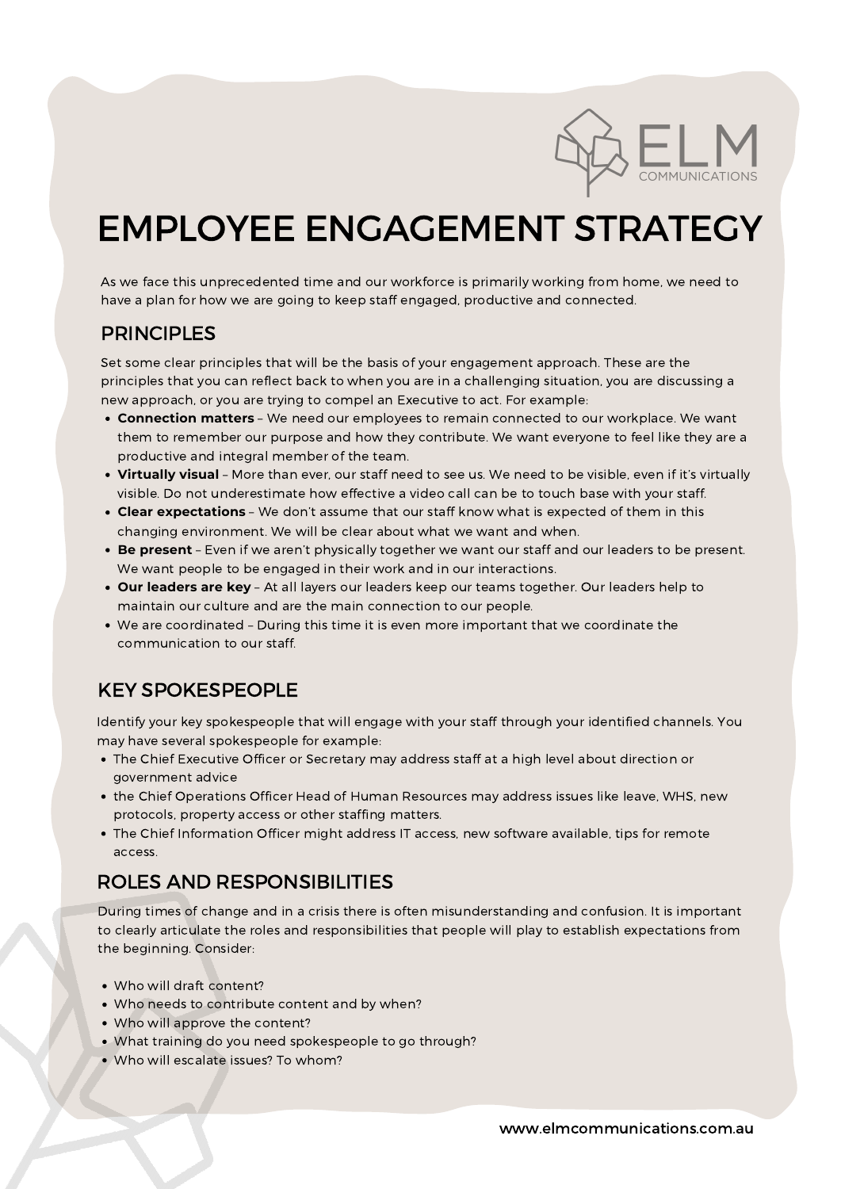# EMPLOYEE ENGAGEMENT STRATEGY

As we face this unprecedented time and our workforce is primarily working from home, we need to have a plan for how we are going to keep staff engaged, productive and connected.

## PRINCIPLES

Set some clear principles that will be the basis of your engagement approach. These are the principles that you can reflect back to when you are in a challenging situation, you are discussing a new approach, or you are trying to compel an Executive to act. For example:

- **Connection matters** – We need our employees to remain connected to our workplace. We want them to remember our purpose and how they contribute. We want everyone to feel like they are a productive and integral member of the team.
- **Virtually visual** – More than ever, our staff need to see us. We need to be visible, even if it's virtually visible. Do not underestimate how effective a video call can be to touch base with your staff.
- **Clear expectations** – We don't assume that our staff know what is expected of them in this changing environment. We will be clear about what we want and when.
- **Be present** – Even if we aren't physically together we want our staff and our leaders to be present. We want people to be engaged in their work and in our interactions.
- **Our leaders are key** – At all layers our leaders keep our teams together. Our leaders help to maintain our culture and are the main connection to our people.
- We are coordinated – During this time it is even more important that we coordinate the communication to our staff.

## KEY SPOKESPEOPLE

Identify your key spokespeople that will engage with your staff through your identified channels. You may have several spokespeople for example:

- The Chief Executive Officer or Secretary may address staff at a high level about direction or government advice
- the Chief Operations Officer Head of Human Resources may address issues like leave, WHS, new protocols, property access or other staffing matters.
- The Chief Information Officer might address IT access, new software available, tips for remote access.

## ROLES AND RESPONSIBILITIES

During times of change and in a crisis there is often misunderstanding and confusion. It is important to clearly articulate the roles and responsibilities that people will play to establish expectations from the beginning. Consider:

- Who will draft content?
- Who needs to contribute content and by when?
- Who will approve the content?
- What training do you need spokespeople to go through?
- Who will escalate issues? To whom?

www.elmcommunications.com.au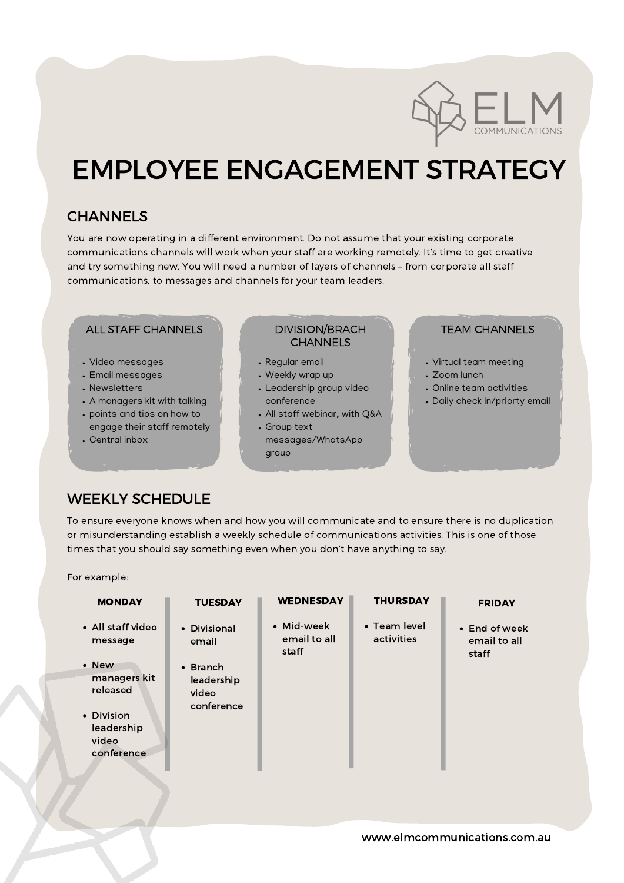ELM
COMMUNICATIONS

# EMPLOYEE ENGAGEMENT STRATEGY

## CHANNELS

You are now operating in a different environment. Do not assume that your existing corporate communications channels will work when your staff are working remotely. It's time to get creative and try something new. You will need a number of layers of channels – from corporate all staff communications, to messages and channels for your team leaders.

### ALL STAFF CHANNELS

- Video messages
- Email messages
- Newsletters
- A managers kit with talking
- points and tips on how to engage their staff remotely
- Central inbox

### DIVISION/BRACH CHANNELS

- Regular email
- Weekly wrap up
- Leadership group video conference
- All staff webinar, with Q&A
- Group text messages/WhatsApp group

### TEAM CHANNELS

- Virtual team meeting
- Zoom lunch
- Online team activities
- Daily check in/priorty email

## WEEKLY SCHEDULE

To ensure everyone knows when and how you will communicate and to ensure there is no duplication or misunderstanding establish a weekly schedule of communications activities. This is one of those times that you should say something even when you don't have anything to say.

For example:

**MONDAY**

- All staff video message
- New managers kit released
- Division leadership video conference

**TUESDAY**

- Divisional email
- Branch leadership video conference

**WEDNESDAY**

- Mid-week email to all staff

**THURSDAY**

- Team level activities

**FRIDAY**

- End of week email to all staff

www.elmcommunications.com.au